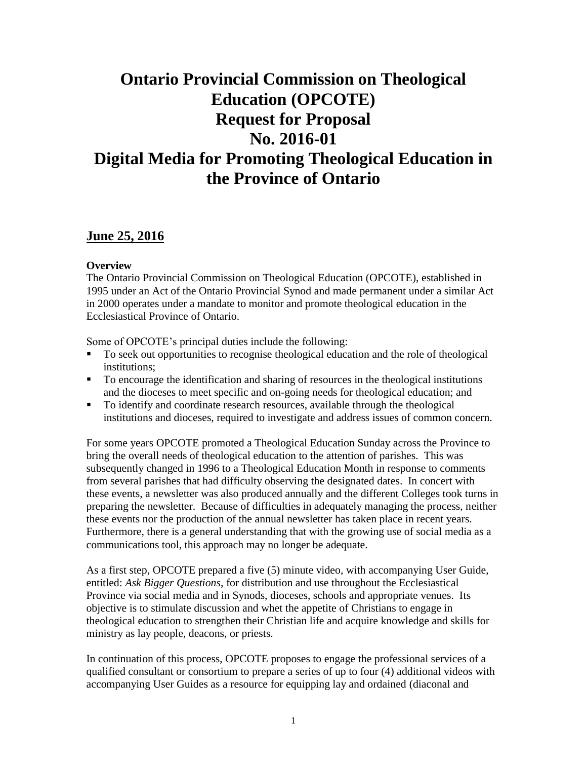# Ontario Provincial Commission on Theological Education (OPCOTE) Request for Proposal No. 2016-01 Digital Media for Promoting Theological Education in the Province of Ontario

## June 25, 2016

**Overview**

The Ontario Provincial Commission on Theological Education (OPCOTE), established in 1995 under an Act of the Ontario Provincial Synod and made permanent under a similar Act in 2000 operates under a mandate to monitor and promote theological education in the Ecclesiastical Province of Ontario.

Some of OPCOTE's principal duties include the following:

- To seek out opportunities to recognise theological education and the role of theological institutions;
- To encourage the identification and sharing of resources in the theological institutions and the dioceses to meet specific and on-going needs for theological education; and
- To identify and coordinate research resources, available through the theological institutions and dioceses, required to investigate and address issues of common concern.

For some years OPCOTE promoted a Theological Education Sunday across the Province to bring the overall needs of theological education to the attention of parishes. This was subsequently changed in 1996 to a Theological Education Month in response to comments from several parishes that had difficulty observing the designated dates. In concert with these events, a newsletter was also produced annually and the different Colleges took turns in preparing the newsletter. Because of difficulties in adequately managing the process, neither these events nor the production of the annual newsletter has taken place in recent years. Furthermore, there is a general understanding that with the growing use of social media as a communications tool, this approach may no longer be adequate.

As a first step, OPCOTE prepared a five (5) minute video, with accompanying User Guide, entitled: *Ask Bigger Questions*, for distribution and use throughout the Ecclesiastical Province via social media and in Synods, dioceses, schools and appropriate venues. Its objective is to stimulate discussion and whet the appetite of Christians to engage in theological education to strengthen their Christian life and acquire knowledge and skills for ministry as lay people, deacons, or priests.

In continuation of this process, OPCOTE proposes to engage the professional services of a qualified consultant or consortium to prepare a series of up to four (4) additional videos with accompanying User Guides as a resource for equipping lay and ordained (diaconal and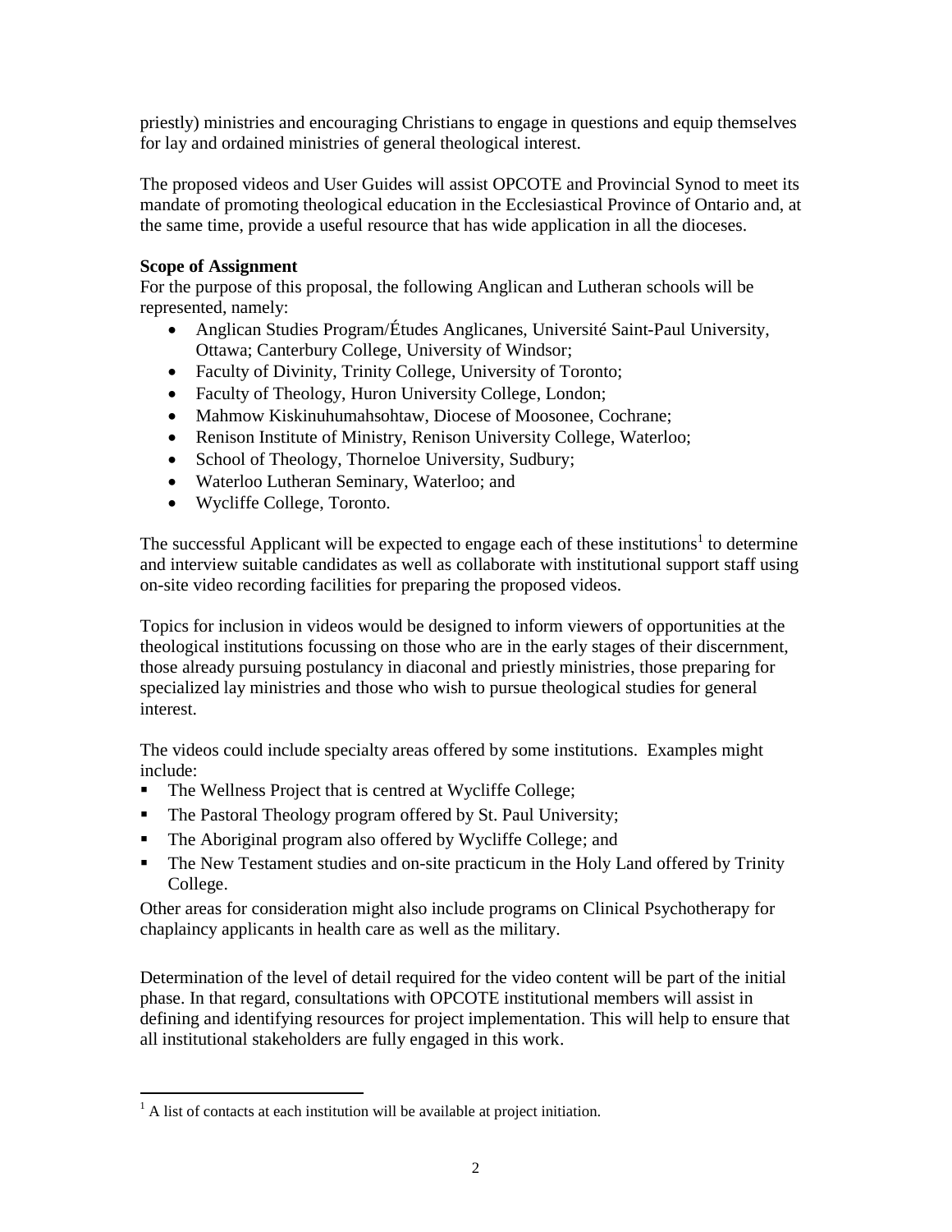priestly) ministries and encouraging Christians to engage in questions and equip themselves for lay and ordained ministries of general theological interest.

The proposed videos and User Guides will assist OPCOTE and Provincial Synod to meet its mandate of promoting theological education in the Ecclesiastical Province of Ontario and, at the same time, provide a useful resource that has wide application in all the dioceses.

**Scope of Assignment**

For the purpose of this proposal, the following Anglican and Lutheran schools will be represented, namely:

- Anglican Studies Program/Études Anglicanes, Université Saint-Paul University, Ottawa; Canterbury College, University of Windsor;
- Faculty of Divinity, Trinity College, University of Toronto;
- Faculty of Theology, Huron University College, London;
- Mahmow Kiskinuhumahsohtaw, Diocese of Moosonee, Cochrane;
- Renison Institute of Ministry, Renison University College, Waterloo;
- School of Theology, Thorneloe University, Sudbury;
- Waterloo Lutheran Seminary, Waterloo; and
- Wycliffe College, Toronto.

The successful Applicant will be expected to engage each of these institutions[1] to determine and interview suitable candidates as well as collaborate with institutional support staff using on-site video recording facilities for preparing the proposed videos.

Topics for inclusion in videos would be designed to inform viewers of opportunities at the theological institutions focussing on those who are in the early stages of their discernment, those already pursuing postulancy in diaconal and priestly ministries, those preparing for specialized lay ministries and those who wish to pursue theological studies for general interest.

The videos could include specialty areas offered by some institutions. Examples might include:

- The Wellness Project that is centred at Wycliffe College;
- The Pastoral Theology program offered by St. Paul University;
- The Aboriginal program also offered by Wycliffe College; and
- The New Testament studies and on-site practicum in the Holy Land offered by Trinity College.

Other areas for consideration might also include programs on Clinical Psychotherapy for chaplaincy applicants in health care as well as the military.

Determination of the level of detail required for the video content will be part of the initial phase. In that regard, consultations with OPCOTE institutional members will assist in defining and identifying resources for project implementation. This will help to ensure that all institutional stakeholders are fully engaged in this work.

[1] A list of contacts at each institution will be available at project initiation.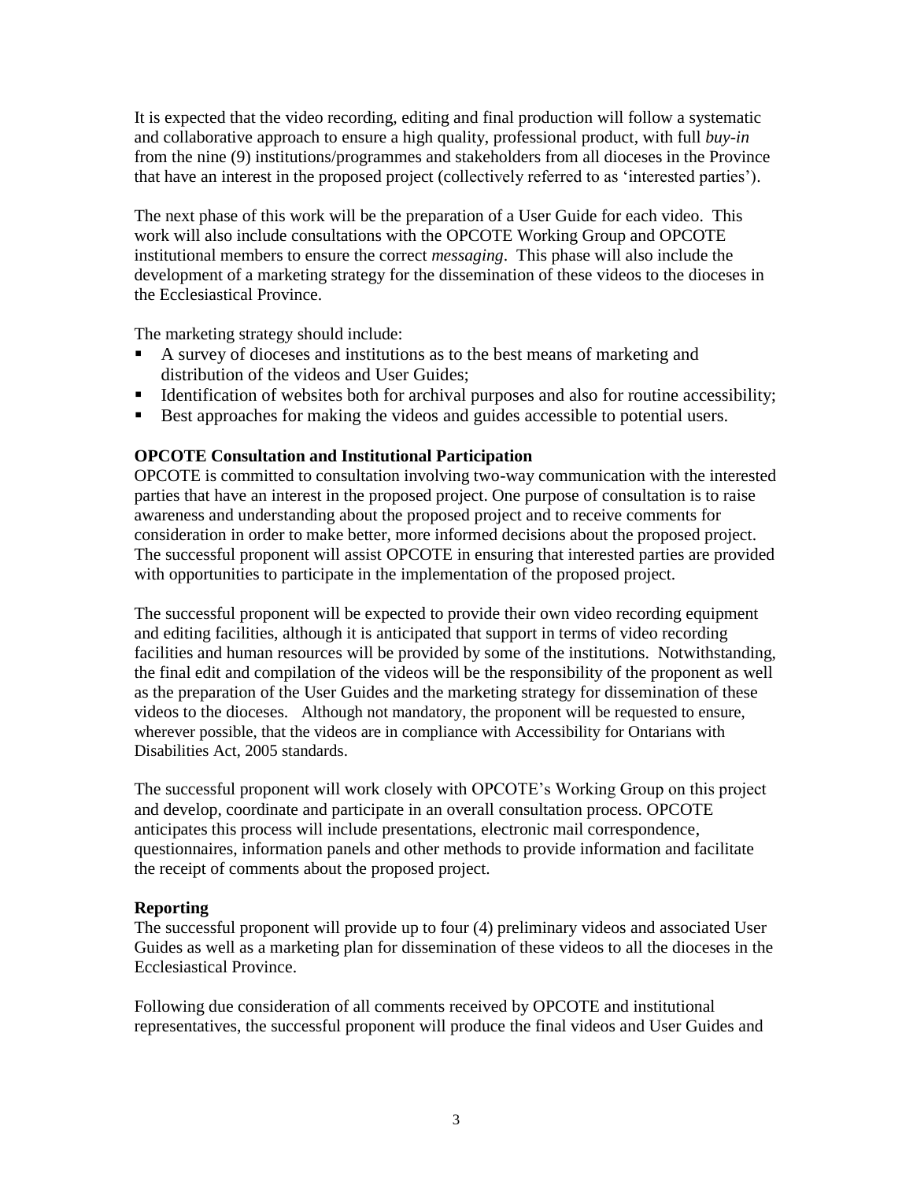It is expected that the video recording, editing and final production will follow a systematic and collaborative approach to ensure a high quality, professional product, with full *buy-in* from the nine (9) institutions/programmes and stakeholders from all dioceses in the Province that have an interest in the proposed project (collectively referred to as 'interested parties').

The next phase of this work will be the preparation of a User Guide for each video. This work will also include consultations with the OPCOTE Working Group and OPCOTE institutional members to ensure the correct *messaging*. This phase will also include the development of a marketing strategy for the dissemination of these videos to the dioceses in the Ecclesiastical Province.

The marketing strategy should include:

- A survey of dioceses and institutions as to the best means of marketing and distribution of the videos and User Guides;
- Identification of websites both for archival purposes and also for routine accessibility;
- Best approaches for making the videos and guides accessible to potential users.

**OPCOTE Consultation and Institutional Participation**

OPCOTE is committed to consultation involving two-way communication with the interested parties that have an interest in the proposed project. One purpose of consultation is to raise awareness and understanding about the proposed project and to receive comments for consideration in order to make better, more informed decisions about the proposed project. The successful proponent will assist OPCOTE in ensuring that interested parties are provided with opportunities to participate in the implementation of the proposed project.

The successful proponent will be expected to provide their own video recording equipment and editing facilities, although it is anticipated that support in terms of video recording facilities and human resources will be provided by some of the institutions. Notwithstanding, the final edit and compilation of the videos will be the responsibility of the proponent as well as the preparation of the User Guides and the marketing strategy for dissemination of these videos to the dioceses. Although not mandatory, the proponent will be requested to ensure, wherever possible, that the videos are in compliance with Accessibility for Ontarians with Disabilities Act, 2005 standards.

The successful proponent will work closely with OPCOTE's Working Group on this project and develop, coordinate and participate in an overall consultation process. OPCOTE anticipates this process will include presentations, electronic mail correspondence, questionnaires, information panels and other methods to provide information and facilitate the receipt of comments about the proposed project.

**Reporting**

The successful proponent will provide up to four (4) preliminary videos and associated User Guides as well as a marketing plan for dissemination of these videos to all the dioceses in the Ecclesiastical Province.

Following due consideration of all comments received by OPCOTE and institutional representatives, the successful proponent will produce the final videos and User Guides and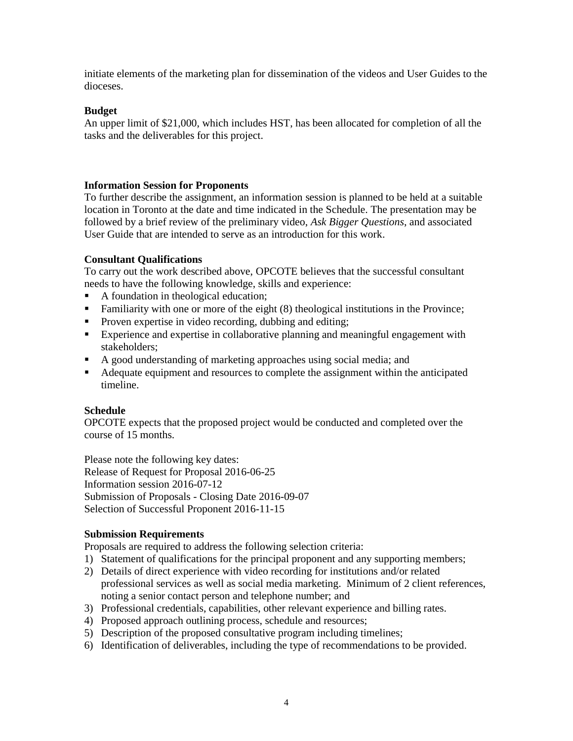initiate elements of the marketing plan for dissemination of the videos and User Guides to the dioceses.

**Budget**

An upper limit of $21,000, which includes HST, has been allocated for completion of all the tasks and the deliverables for this project.

**Information Session for Proponents**

To further describe the assignment, an information session is planned to be held at a suitable location in Toronto at the date and time indicated in the Schedule. The presentation may be followed by a brief review of the preliminary video, *Ask Bigger Questions*, and associated User Guide that are intended to serve as an introduction for this work.

**Consultant Qualifications**

To carry out the work described above, OPCOTE believes that the successful consultant needs to have the following knowledge, skills and experience:

- A foundation in theological education;
- Familiarity with one or more of the eight (8) theological institutions in the Province;
- Proven expertise in video recording, dubbing and editing;
- Experience and expertise in collaborative planning and meaningful engagement with stakeholders;
- A good understanding of marketing approaches using social media; and
- Adequate equipment and resources to complete the assignment within the anticipated timeline.

**Schedule**

OPCOTE expects that the proposed project would be conducted and completed over the course of 15 months.

Please note the following key dates:
Release of Request for Proposal 2016-06-25
Information session 2016-07-12
Submission of Proposals - Closing Date 2016-09-07
Selection of Successful Proponent 2016-11-15

**Submission Requirements**

Proposals are required to address the following selection criteria:

1) Statement of qualifications for the principal proponent and any supporting members;
2) Details of direct experience with video recording for institutions and/or related professional services as well as social media marketing. Minimum of 2 client references, noting a senior contact person and telephone number; and
3) Professional credentials, capabilities, other relevant experience and billing rates.
4) Proposed approach outlining process, schedule and resources;
5) Description of the proposed consultative program including timelines;
6) Identification of deliverables, including the type of recommendations to be provided.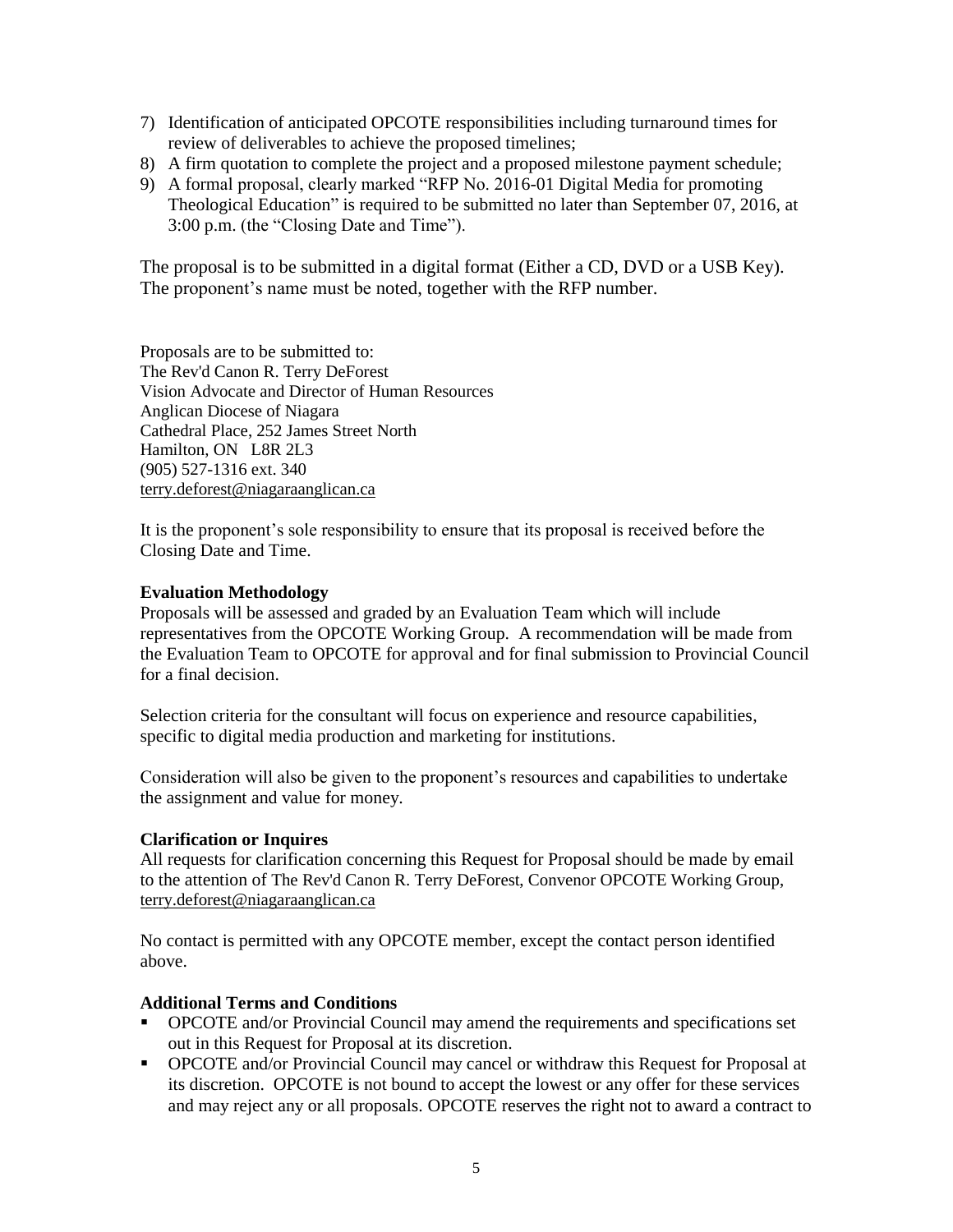7) Identification of anticipated OPCOTE responsibilities including turnaround times for review of deliverables to achieve the proposed timelines;
8) A firm quotation to complete the project and a proposed milestone payment schedule;
9) A formal proposal, clearly marked "RFP No. 2016-01 Digital Media for promoting Theological Education" is required to be submitted no later than September 07, 2016, at 3:00 p.m. (the "Closing Date and Time").

The proposal is to be submitted in a digital format (Either a CD, DVD or a USB Key). The proponent's name must be noted, together with the RFP number.

Proposals are to be submitted to:
The Rev'd Canon R. Terry DeForest
Vision Advocate and Director of Human Resources
Anglican Diocese of Niagara
Cathedral Place, 252 James Street North
Hamilton, ON L8R 2L3
(905) 527-1316 ext. 340
terry.deforest@niagaraanglican.ca

It is the proponent's sole responsibility to ensure that its proposal is received before the Closing Date and Time.

**Evaluation Methodology**

Proposals will be assessed and graded by an Evaluation Team which will include representatives from the OPCOTE Working Group. A recommendation will be made from the Evaluation Team to OPCOTE for approval and for final submission to Provincial Council for a final decision.

Selection criteria for the consultant will focus on experience and resource capabilities, specific to digital media production and marketing for institutions.

Consideration will also be given to the proponent's resources and capabilities to undertake the assignment and value for money.

**Clarification or Inquires**

All requests for clarification concerning this Request for Proposal should be made by email to the attention of The Rev'd Canon R. Terry DeForest, Convenor OPCOTE Working Group, terry.deforest@niagaraanglican.ca

No contact is permitted with any OPCOTE member, except the contact person identified above.

**Additional Terms and Conditions**

- OPCOTE and/or Provincial Council may amend the requirements and specifications set out in this Request for Proposal at its discretion.
- OPCOTE and/or Provincial Council may cancel or withdraw this Request for Proposal at its discretion. OPCOTE is not bound to accept the lowest or any offer for these services and may reject any or all proposals. OPCOTE reserves the right not to award a contract to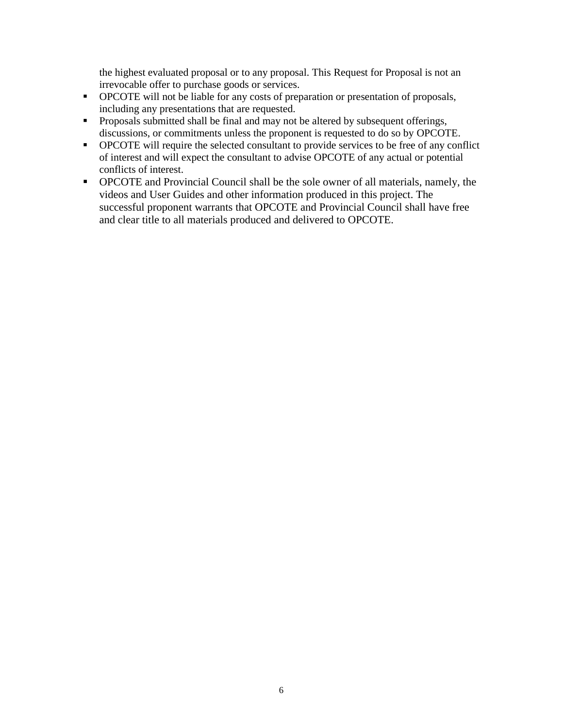the highest evaluated proposal or to any proposal. This Request for Proposal is not an irrevocable offer to purchase goods or services.

- OPCOTE will not be liable for any costs of preparation or presentation of proposals, including any presentations that are requested.
- Proposals submitted shall be final and may not be altered by subsequent offerings, discussions, or commitments unless the proponent is requested to do so by OPCOTE.
- OPCOTE will require the selected consultant to provide services to be free of any conflict of interest and will expect the consultant to advise OPCOTE of any actual or potential conflicts of interest.
- OPCOTE and Provincial Council shall be the sole owner of all materials, namely, the videos and User Guides and other information produced in this project. The successful proponent warrants that OPCOTE and Provincial Council shall have free and clear title to all materials produced and delivered to OPCOTE.